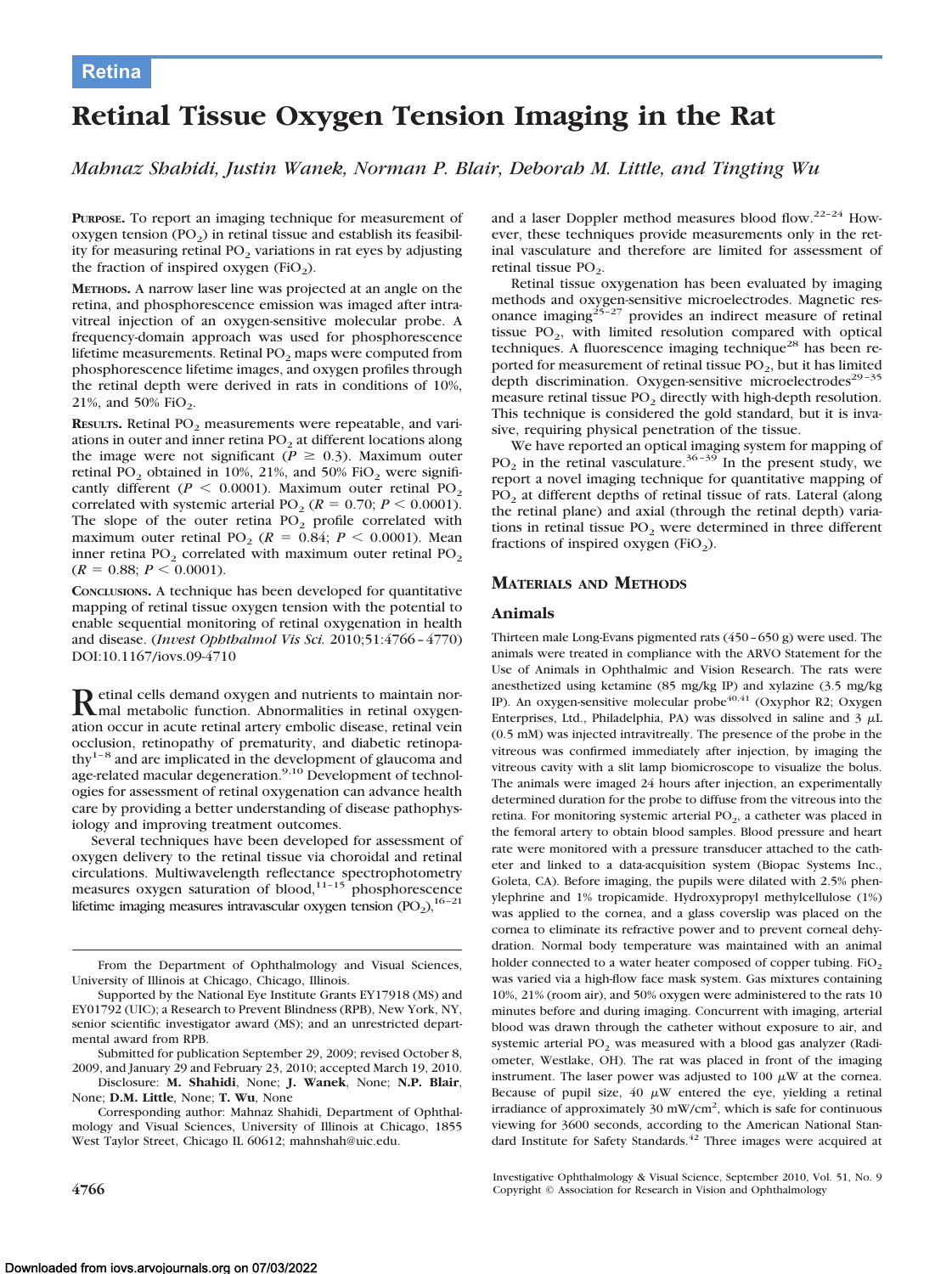Retina

# Retinal Tissue Oxygen Tension Imaging in the Rat

*Mahnaz Shahidi, Justin Wanek, Norman P. Blair, Deborah M. Little, and Tingting Wu*

**PURPOSE.** To report an imaging technique for measurement of oxygen tension ($PO_2$) in retinal tissue and establish its feasibility for measuring retinal $PO_2$ variations in rat eyes by adjusting the fraction of inspired oxygen ($FiO_2$).

**METHODS.** A narrow laser line was projected at an angle on the retina, and phosphorescence emission was imaged after intravitreal injection of an oxygen-sensitive molecular probe. A frequency-domain approach was used for phosphorescence lifetime measurements. Retinal $PO_2$ maps were computed from phosphorescence lifetime images, and oxygen profiles through the retinal depth were derived in rats in conditions of 10%, 21%, and 50% $FiO_2$.

**RESULTS.** Retinal $PO_2$ measurements were repeatable, and variations in outer and inner retina $PO_2$ at different locations along the image were not significant ($P \geq 0.3$). Maximum outer retinal $PO_2$ obtained in 10%, 21%, and 50% $FiO_2$ were significantly different ($P < 0.0001$). Maximum outer retinal $PO_2$ correlated with systemic arterial $PO_2$ ($R = 0.70$; $P < 0.0001$). The slope of the outer retina $PO_2$ profile correlated with maximum outer retinal $PO_2$ ($R = 0.84$; $P < 0.0001$). Mean inner retina $PO_2$ correlated with maximum outer retinal $PO_2$ ($R = 0.88$; $P < 0.0001$).

**CONCLUSIONS.** A technique has been developed for quantitative mapping of retinal tissue oxygen tension with the potential to enable sequential monitoring of retinal oxygenation in health and disease. (*Invest Ophthalmol Vis Sci.* 2010;51:4766–4770) DOI:10.1167/iovs.09-4710

Retinal cells demand oxygen and nutrients to maintain normal metabolic function. Abnormalities in retinal oxygenation occur in acute retinal artery embolic disease, retinal vein occlusion, retinopathy of prematurity, and diabetic retinopathy[1–8] and are implicated in the development of glaucoma and age-related macular degeneration.[9,10] Development of technologies for assessment of retinal oxygenation can advance health care by providing a better understanding of disease pathophysiology and improving treatment outcomes.

Several techniques have been developed for assessment of oxygen delivery to the retinal tissue via choroidal and retinal circulations. Multiwavelength reflectance spectrophotometry measures oxygen saturation of blood,[11–15] phosphorescence lifetime imaging measures intravascular oxygen tension ($PO_2$),[16–21] and a laser Doppler method measures blood flow.[22–24] However, these techniques provide measurements only in the retinal vasculature and therefore are limited for assessment of retinal tissue $PO_2$.

Retinal tissue oxygenation has been evaluated by imaging methods and oxygen-sensitive microelectrodes. Magnetic resonance imaging[25–27] provides an indirect measure of retinal tissue $PO_2$, with limited resolution compared with optical techniques. A fluorescence imaging technique[28] has been reported for measurement of retinal tissue $PO_2$, but it has limited depth discrimination. Oxygen-sensitive microelectrodes[29–35] measure retinal tissue $PO_2$ directly with high-depth resolution. This technique is considered the gold standard, but it is invasive, requiring physical penetration of the tissue.

We have reported an optical imaging system for mapping of $PO_2$ in the retinal vasculature.[36–39] In the present study, we report a novel imaging technique for quantitative mapping of $PO_2$ at different depths of retinal tissue of rats. Lateral (along the retinal plane) and axial (through the retinal depth) variations in retinal tissue $PO_2$ were determined in three different fractions of inspired oxygen ($FiO_2$).

## MATERIALS AND METHODS

### Animals

Thirteen male Long-Evans pigmented rats (450–650 g) were used. The animals were treated in compliance with the ARVO Statement for the Use of Animals in Ophthalmic and Vision Research. The rats were anesthetized using ketamine (85 mg/kg IP) and xylazine (3.5 mg/kg IP). An oxygen-sensitive molecular probe[40,41] (Oxyphor R2; Oxygen Enterprises, Ltd., Philadelphia, PA) was dissolved in saline and 3 $\mu$L (0.5 mM) was injected intravitreally. The presence of the probe in the vitreous was confirmed immediately after injection, by imaging the vitreous cavity with a slit lamp biomicroscope to visualize the bolus. The animals were imaged 24 hours after injection, an experimentally determined duration for the probe to diffuse from the vitreous into the retina. For monitoring systemic arterial $PO_2$, a catheter was placed in the femoral artery to obtain blood samples. Blood pressure and heart rate were monitored with a pressure transducer attached to the catheter and linked to a data-acquisition system (Biopac Systems Inc., Goleta, CA). Before imaging, the pupils were dilated with 2.5% phenylephrine and 1% tropicamide. Hydroxypropyl methylcellulose (1%) was applied to the cornea, and a glass coverslip was placed on the cornea to eliminate its refractive power and to prevent corneal dehydration. Normal body temperature was maintained with an animal holder connected to a water heater composed of copper tubing. $FiO_2$ was varied via a high-flow face mask system. Gas mixtures containing 10%, 21% (room air), and 50% oxygen were administered to the rats 10 minutes before and during imaging. Concurrent with imaging, arterial blood was drawn through the catheter without exposure to air, and systemic arterial $PO_2$ was measured with a blood gas analyzer (Radiometer, Westlake, OH). The rat was placed in front of the imaging instrument. The laser power was adjusted to 100 $\mu$W at the cornea. Because of pupil size, 40 $\mu$W entered the eye, yielding a retinal irradiance of approximately 30 mW/cm², which is safe for continuous viewing for 3600 seconds, according to the American National Standard Institute for Safety Standards.[42] Three images were acquired at

From the Department of Ophthalmology and Visual Sciences, University of Illinois at Chicago, Chicago, Illinois.

Supported by the National Eye Institute Grants EY17918 (MS) and EY01792 (UIC); a Research to Prevent Blindness (RPB), New York, NY, senior scientific investigator award (MS); and an unrestricted departmental award from RPB.

Submitted for publication September 29, 2009; revised October 8, 2009, and January 29 and February 23, 2010; accepted March 19, 2010.

Disclosure: **M. Shahidi**, None; **J. Wanek**, None; **N.P. Blair**, None; **D.M. Little**, None; **T. Wu**, None

Corresponding author: Mahnaz Shahidi, Department of Ophthalmology and Visual Sciences, University of Illinois at Chicago, 1855 West Taylor Street, Chicago IL 60612; mahnshah@uic.edu.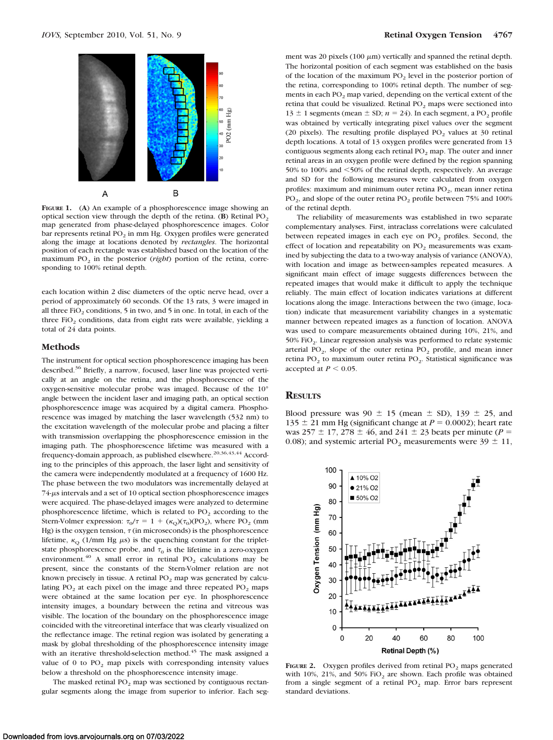FIGURE 1. (A) An example of a phosphorescence image showing an optical section view through the depth of the retina. (B) Retinal $PO_2$ map generated from phase-delayed phosphorescence images. Color bar represents retinal $PO_2$ in mm Hg. Oxygen profiles were generated along the image at locations denoted by *rectangles*. The horizontal position of each rectangle was established based on the location of the maximum $PO_2$ in the posterior (*right*) portion of the retina, corresponding to 100% retinal depth.

each location within 2 disc diameters of the optic nerve head, over a period of approximately 60 seconds. Of the 13 rats, 3 were imaged in all three $FiO_2$ conditions, 5 in two, and 5 in one. In total, in each of the three $FiO_2$ conditions, data from eight rats were available, yielding a total of 24 data points.

## Methods

The instrument for optical section phosphorescence imaging has been described.[36] Briefly, a narrow, focused, laser line was projected vertically at an angle on the retina, and the phosphorescence of the oxygen-sensitive molecular probe was imaged. Because of the 10° angle between the incident laser and imaging path, an optical section phosphorescence image was acquired by a digital camera. Phosphorescence was imaged by matching the laser wavelength (532 nm) to the excitation wavelength of the molecular probe and placing a filter with transmission overlapping the phosphorescence emission in the imaging path. The phosphorescence lifetime was measured with a frequency-domain approach, as published elsewhere.[20,36,43,44] According to the principles of this approach, the laser light and sensitivity of the camera were independently modulated at a frequency of 1600 Hz. The phase between the two modulators was incrementally delayed at 74-μs intervals and a set of 10 optical section phosphorescence images were acquired. The phase-delayed images were analyzed to determine phosphorescence lifetime, which is related to $PO_2$ according to the Stern-Volmer expression: $\tau_0/\tau = 1 + (\kappa_Q)(\tau_0)(PO_2)$, where $PO_2$ (mm Hg) is the oxygen tension, $\tau$ (in microseconds) is the phosphorescence lifetime, $\kappa_Q$ (1/mm Hg μs) is the quenching constant for the triplet-state phosphorescence probe, and $\tau_0$ is the lifetime in a zero-oxygen environment.[40] A small error in retinal $PO_2$ calculations may be present, since the constants of the Stern-Volmer relation are not known precisely in tissue. A retinal $PO_2$ map was generated by calculating $PO_2$ at each pixel on the image and three repeated $PO_2$ maps were obtained at the same location per eye. In phosphorescence intensity images, a boundary between the retina and vitreous was visible. The location of the boundary on the phosphorescence image coincided with the vitreoretinal interface that was clearly visualized on the reflectance image. The retinal region was isolated by generating a mask by global thresholding of the phosphorescence intensity image with an iterative threshold-selection method.[45] The mask assigned a value of 0 to $PO_2$ map pixels with corresponding intensity values below a threshold on the phosphorescence intensity image.

The masked retinal $PO_2$ map was sectioned by contiguous rectangular segments along the image from superior to inferior. Each segment was 20 pixels (100 μm) vertically and spanned the retinal depth. The horizontal position of each segment was established on the basis of the location of the maximum $PO_2$ level in the posterior portion of the retina, corresponding to 100% retinal depth. The number of segments in each $PO_2$ map varied, depending on the vertical extent of the retina that could be visualized. Retinal $PO_2$ maps were sectioned into 13 ± 1 segments (mean ± SD; $n = 24$). In each segment, a $PO_2$ profile was obtained by vertically integrating pixel values over the segment (20 pixels). The resulting profile displayed $PO_2$ values at 30 retinal depth locations. A total of 13 oxygen profiles were generated from 13 contiguous segments along each retinal $PO_2$ map. The outer and inner retinal areas in an oxygen profile were defined by the region spanning 50% to 100% and <50% of the retinal depth, respectively. An average and SD for the following measures were calculated from oxygen profiles: maximum and minimum outer retina $PO_2$, mean inner retina $PO_2$, and slope of the outer retina $PO_2$ profile between 75% and 100% of the retinal depth.

The reliability of measurements was established in two separate complementary analyses. First, intraclass correlations were calculated between repeated images in each eye on $PO_2$ profiles. Second, the effect of location and repeatability on $PO_2$ measurements was examined by subjecting the data to a two-way analysis of variance (ANOVA), with location and image as between-samples repeated measures. A significant main effect of image suggests differences between the repeated images that would make it difficult to apply the technique reliably. The main effect of location indicates variations at different locations along the image. Interactions between the two (image, location) indicate that measurement variability changes in a systematic manner between repeated images as a function of location. ANOVA was used to compare measurements obtained during 10%, 21%, and 50% $FiO_2$. Linear regression analysis was performed to relate systemic arterial $PO_2$, slope of the outer retina $PO_2$ profile, and mean inner retina $PO_2$ to maximum outer retina $PO_2$. Statistical significance was accepted at $P < 0.05$.

## Results

Blood pressure was 90 ± 15 (mean ± SD), 139 ± 25, and 135 ± 21 mm Hg (significant change at $P = 0.0002$); heart rate was 257 ± 17, 278 ± 46, and 241 ± 23 beats per minute ($P = 0.08$); and systemic arterial $PO_2$ measurements were 39 ± 11,

FIGURE 2. Oxygen profiles derived from retinal $PO_2$ maps generated with 10%, 21%, and 50% $FiO_2$ are shown. Each profile was obtained from a single segment of a retinal $PO_2$ map. Error bars represent standard deviations.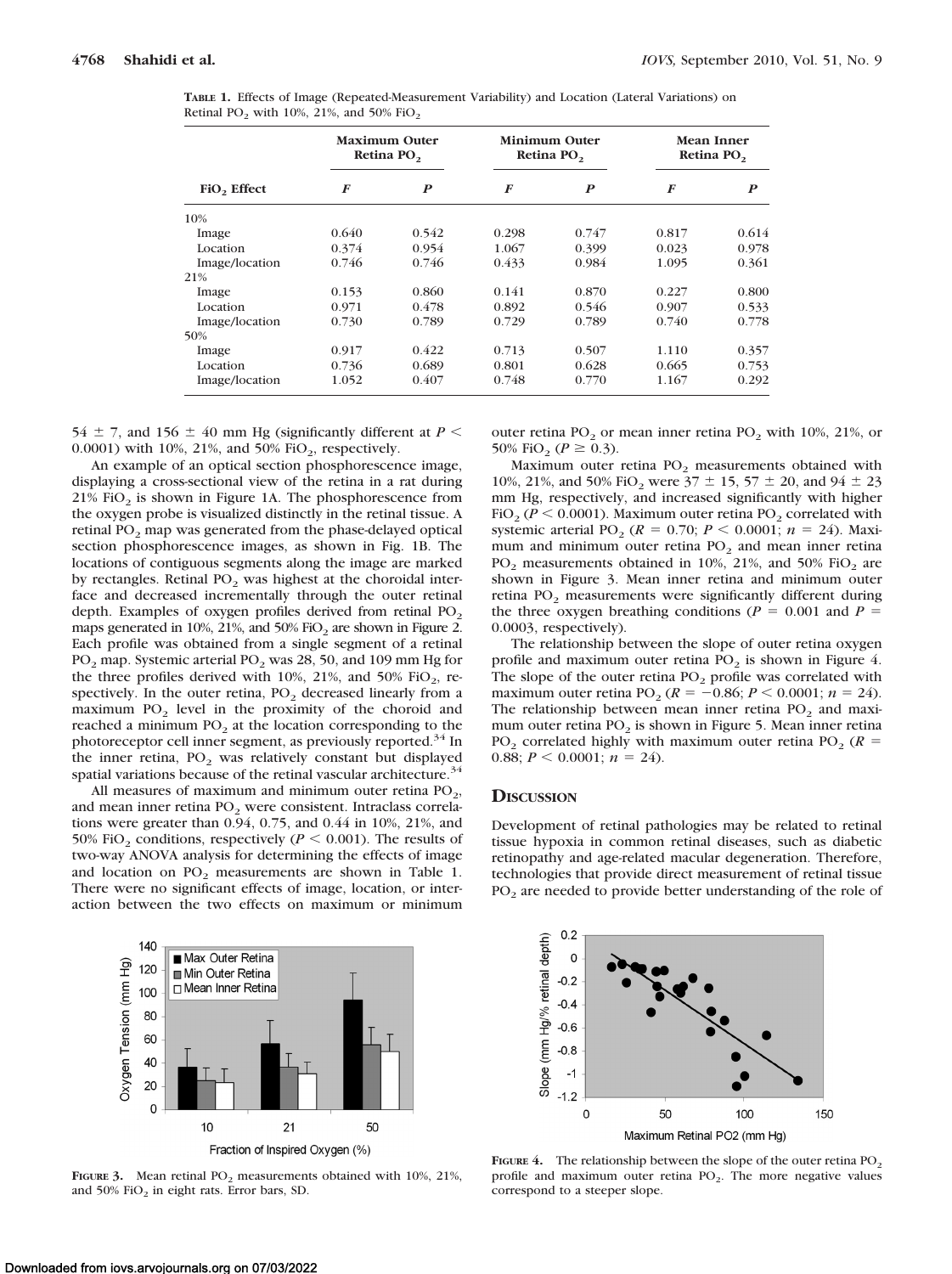**TABLE 1.** Effects of Image (Repeated-Measurement Variability) and Location (Lateral Variations) on Retinal $PO_2$ with 10%, 21%, and 50% $FiO_2$

| $FiO_2$ Effect | Maximum Outer Retina $PO_2$ | | Minimum Outer Retina $PO_2$ | | Mean Inner Retina $PO_2$ | |
|---|---|---|---|---|---|---|
| | *F* | *P* | *F* | *P* | *F* | *P* |
| 10% | | | | | | |
| Image | 0.640 | 0.542 | 0.298 | 0.747 | 0.817 | 0.614 |
| Location | 0.374 | 0.954 | 1.067 | 0.399 | 0.023 | 0.978 |
| Image/location | 0.746 | 0.746 | 0.433 | 0.984 | 1.095 | 0.361 |
| 21% | | | | | | |
| Image | 0.153 | 0.860 | 0.141 | 0.870 | 0.227 | 0.800 |
| Location | 0.971 | 0.478 | 0.892 | 0.546 | 0.907 | 0.533 |
| Image/location | 0.730 | 0.789 | 0.729 | 0.789 | 0.740 | 0.778 |
| 50% | | | | | | |
| Image | 0.917 | 0.422 | 0.713 | 0.507 | 1.110 | 0.357 |
| Location | 0.736 | 0.689 | 0.801 | 0.628 | 0.665 | 0.753 |
| Image/location | 1.052 | 0.407 | 0.748 | 0.770 | 1.167 | 0.292 |

54 ± 7, and 156 ± 40 mm Hg (significantly different at $P <$ 0.0001) with 10%, 21%, and 50% $FiO_2$, respectively.

An example of an optical section phosphorescence image, displaying a cross-sectional view of the retina in a rat during 21% $FiO_2$ is shown in Figure 1A. The phosphorescence from the oxygen probe is visualized distinctly in the retinal tissue. A retinal $PO_2$ map was generated from the phase-delayed optical section phosphorescence images, as shown in Fig. 1B. The locations of contiguous segments along the image are marked by rectangles. Retinal $PO_2$ was highest at the choroidal interface and decreased incrementally through the outer retinal depth. Examples of oxygen profiles derived from retinal $PO_2$ maps generated in 10%, 21%, and 50% $FiO_2$ are shown in Figure 2. Each profile was obtained from a single segment of a retinal $PO_2$ map. Systemic arterial $PO_2$ was 28, 50, and 109 mm Hg for the three profiles derived with 10%, 21%, and 50% $FiO_2$, respectively. In the outer retina, $PO_2$ decreased linearly from a maximum $PO_2$ level in the proximity of the choroid and reached a minimum $PO_2$ at the location corresponding to the photoreceptor cell inner segment, as previously reported.[34] In the inner retina, $PO_2$ was relatively constant but displayed spatial variations because of the retinal vascular architecture.[34]

All measures of maximum and minimum outer retina $PO_2$, and mean inner retina $PO_2$ were consistent. Intraclass correlations were greater than 0.94, 0.75, and 0.44 in 10%, 21%, and 50% $FiO_2$ conditions, respectively ($P < 0.001$). The results of two-way ANOVA analysis for determining the effects of image and location on $PO_2$ measurements are shown in Table 1. There were no significant effects of image, location, or interaction between the two effects on maximum or minimum outer retina $PO_2$ or mean inner retina $PO_2$ with 10%, 21%, or 50% $FiO_2$ ($P \geq 0.3$).

Maximum outer retina $PO_2$ measurements obtained with 10%, 21%, and 50% $FiO_2$ were 37 ± 15, 57 ± 20, and 94 ± 23 mm Hg, respectively, and increased significantly with higher $FiO_2$ ($P < 0.0001$). Maximum outer retina $PO_2$ correlated with systemic arterial $PO_2$ ($R = 0.70$; $P < 0.0001$; $n = 24$). Maximum and minimum outer retina $PO_2$ and mean inner retina $PO_2$ measurements obtained in 10%, 21%, and 50% $FiO_2$ are shown in Figure 3. Mean inner retina and minimum outer retina $PO_2$ measurements were significantly different during the three oxygen breathing conditions ($P = 0.001$ and $P =$ 0.0003, respectively).

The relationship between the slope of outer retina oxygen profile and maximum outer retina $PO_2$ is shown in Figure 4. The slope of the outer retina $PO_2$ profile was correlated with maximum outer retina $PO_2$ ($R = -0.86$; $P < 0.0001$; $n = 24$). The relationship between mean inner retina $PO_2$ and maximum outer retina $PO_2$ is shown in Figure 5. Mean inner retina $PO_2$ correlated highly with maximum outer retina $PO_2$ ($R =$ 0.88; $P < 0.0001$; $n = 24$).

**FIGURE 3.** Mean retinal $PO_2$ measurements obtained with 10%, 21%, and 50% $FiO_2$ in eight rats. Error bars, SD.

**FIGURE 4.** The relationship between the slope of the outer retina $PO_2$ profile and maximum outer retina $PO_2$. The more negative values correspond to a steeper slope.

## DISCUSSION

Development of retinal pathologies may be related to retinal tissue hypoxia in common retinal diseases, such as diabetic retinopathy and age-related macular degeneration. Therefore, technologies that provide direct measurement of retinal tissue $PO_2$ are needed to provide better understanding of the role of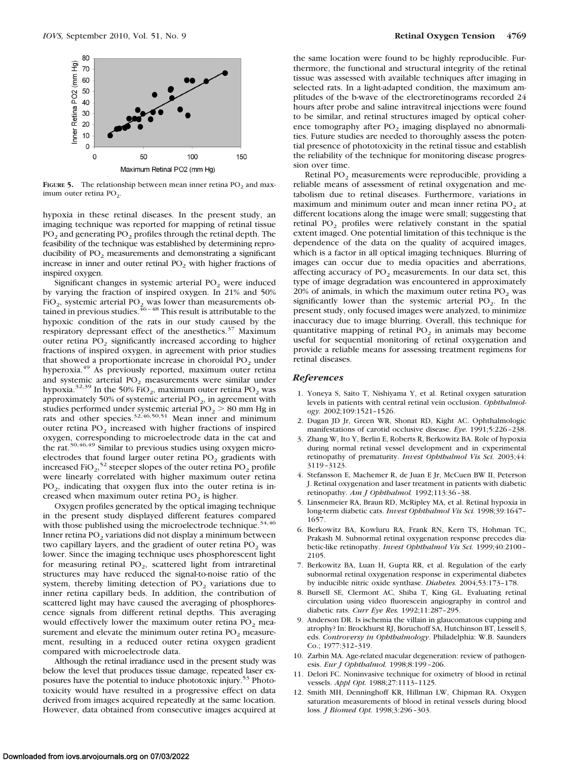FIGURE 5. The relationship between mean inner retina $PO_2$ and maximum outer retina $PO_2$.

hypoxia in these retinal diseases. In the present study, an imaging technique was reported for mapping of retinal tissue $PO_2$ and generating $PO_2$ profiles through the retinal depth. The feasibility of the technique was established by determining reproducibility of $PO_2$ measurements and demonstrating a significant increase in inner and outer retinal $PO_2$ with higher fractions of inspired oxygen.

Significant changes in systemic arterial $PO_2$ were induced by varying the fraction of inspired oxygen. In 21% and 50% $FiO_2$, systemic arterial $PO_2$ was lower than measurements obtained in previous studies.[46–48] This result is attributable to the hypoxic condition of the rats in our study caused by the respiratory depressant effect of the anesthetics.[37] Maximum outer retina $PO_2$ significantly increased according to higher fractions of inspired oxygen, in agreement with prior studies that showed a proportionate increase in choroidal $PO_2$ under hyperoxia.[49] As previously reported, maximum outer retina and systemic arterial $PO_2$ measurements were similar under hypoxia.[32,39] In the 50% $FiO_2$, maximum outer retina $PO_2$ was approximately 50% of systemic arterial $PO_2$, in agreement with studies performed under systemic arterial $PO_2 > 80$ mm Hg in rats and other species.[32,46,50,51] Mean inner and minimum outer retina $PO_2$ increased with higher fractions of inspired oxygen, corresponding to microelectrode data in the cat and the rat.[30,46,49] Similar to previous studies using oxygen microelectrodes that found larger outer retina $PO_2$ gradients with increased $FiO_2$,[52] steeper slopes of the outer retina $PO_2$ profile were linearly correlated with higher maximum outer retina $PO_2$, indicating that oxygen flux into the outer retina is increased when maximum outer retina $PO_2$ is higher.

Oxygen profiles generated by the optical imaging technique in the present study displayed different features compared with those published using the microelectrode technique.[34,46] Inner retina $PO_2$ variations did not display a minimum between two capillary layers, and the gradient of outer retina $PO_2$ was lower. Since the imaging technique uses phosphorescent light for measuring retinal $PO_2$, scattered light from intraretinal structures may have reduced the signal-to-noise ratio of the system, thereby limiting detection of $PO_2$ variations due to inner retina capillary beds. In addition, the contribution of scattered light may have caused the averaging of phosphorescence signals from different retinal depths. This averaging would effectively lower the maximum outer retina $PO_2$ measurement and elevate the minimum outer retina $PO_2$ measurement, resulting in a reduced outer retina oxygen gradient compared with microelectrode data.

Although the retinal irradiance used in the present study was below the level that produces tissue damage, repeated laser exposures have the potential to induce phototoxic injury.[53] Phototoxicity would have resulted in a progressive effect on data derived from images acquired repeatedly at the same location. However, data obtained from consecutive images acquired at the same location were found to be highly reproducible. Furthermore, the functional and structural integrity of the retinal tissue was assessed with available techniques after imaging in selected rats. In a light-adapted condition, the maximum amplitudes of the b-wave of the electroretinograms recorded 24 hours after probe and saline intravitreal injections were found to be similar, and retinal structures imaged by optical coherence tomography after $PO_2$ imaging displayed no abnormalities. Future studies are needed to thoroughly assess the potential presence of phototoxicity in the retinal tissue and establish the reliability of the technique for monitoring disease progression over time.

Retinal $PO_2$ measurements were reproducible, providing a reliable means of assessment of retinal oxygenation and metabolism due to retinal diseases. Furthermore, variations in maximum and minimum outer and mean inner retina $PO_2$ at different locations along the image were small; suggesting that retinal $PO_2$ profiles were relatively constant in the spatial extent imaged. One potential limitation of this technique is the dependence of the data on the quality of acquired images, which is a factor in all optical imaging techniques. Blurring of images can occur due to media opacities and aberrations, affecting accuracy of $PO_2$ measurements. In our data set, this type of image degradation was encountered in approximately 20% of animals, in which the maximum outer retina $PO_2$ was significantly lower than the systemic arterial $PO_2$. In the present study, only focused images were analyzed, to minimize inaccuracy due to image blurring. Overall, this technique for quantitative mapping of retinal $PO_2$ in animals may become useful for sequential monitoring of retinal oxygenation and provide a reliable means for assessing treatment regimens for retinal diseases.

## References

1. Yoneya S, Saito T, Nishiyama Y, et al. Retinal oxygen saturation levels in patients with central retinal vein occlusion. *Ophthalmology.* 2002;109:1521–1526.
2. Dugan JD Jr, Green WR, Shonat RD, Kight AC. Ophthalmologic manifestations of carotid occlusive disease. *Eye.* 1991;5:226–238.
3. Zhang W, Ito Y, Berlin E, Roberts R, Berkowitz BA. Role of hypoxia during normal retinal vessel development and in experimental retinopathy of prematurity. *Invest Ophthalmol Vis Sci.* 2003;44:3119–3123.
4. Stefansson E, Machemer R, de Juan E Jr, McCuen BW II, Peterson J. Retinal oxygenation and laser treatment in patients with diabetic retinopathy. *Am J Ophthalmol.* 1992;113:36–38.
5. Linsenmeier RA, Braun RD, McRipley MA, et al. Retinal hypoxia in long-term diabetic cats. *Invest Ophthalmol Vis Sci.* 1998;39:1647–1657.
6. Berkowitz BA, Kowluru RA, Frank RN, Kern TS, Hohman TC, Prakash M. Subnormal retinal oxygenation response precedes diabetic-like retinopathy. *Invest Ophthalmol Vis Sci.* 1999;40:2100–2105.
7. Berkowitz BA, Luan H, Gupta RR, et al. Regulation of the early subnormal retinal oxygenation response in experimental diabetes by inducible nitric oxide synthase. *Diabetes.* 2004;53:173–178.
8. Bursell SE, Clermont AC, Shiba T, King GL. Evaluating retinal circulation using video fluorescein angiography in control and diabetic rats. *Curr Eye Res.* 1992;11:287–295.
9. Anderson DR. Is ischemia the villain in glaucomatous cupping and atrophy? In: Brockhurst RJ, Boruchoff SA, Hutchinson BT, Lessell S, eds. *Controversy in Ophthalmology*. Philadelphia: W.B. Saunders Co.; 1977:312–319.
10. Zarbin MA. Age-related macular degeneration: review of pathogenesis. *Eur J Ophthalmol.* 1998;8:199–206.
11. Delori FC. Noninvasive technique for oximetry of blood in retinal vessels. *Appl Opt.* 1988;27:1113–1125.
12. Smith MH, Denninghoff KR, Hillman LW, Chipman RA. Oxygen saturation measurements of blood in retinal vessels during blood loss. *J Biomed Opt.* 1998;3:296–303.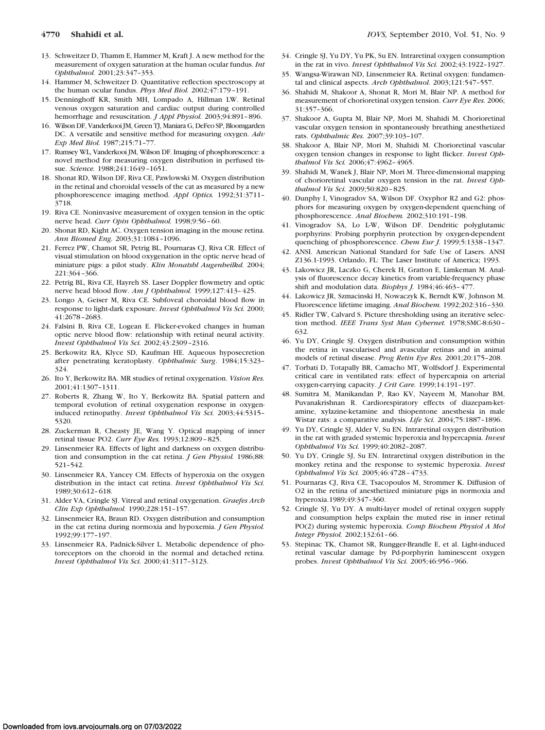13. Schweitzer D, Thamm E, Hammer M, Kraft J. A new method for the measurement of oxygen saturation at the human ocular fundus. *Int Ophthalmol.* 2001;23:347–353.
14. Hammer M, Schweitzer D. Quantitative reflection spectroscopy at the human ocular fundus. *Phys Med Biol.* 2002;47:179–191.
15. Denninghoff KR, Smith MH, Lompado A, Hillman LW. Retinal venous oxygen saturation and cardiac output during controlled hemorrhage and resuscitation. *J Appl Physiol.* 2003;94:891–896.
16. Wilson DF, Vanderkooi JM, Green TJ, Maniara G, DeFeo SP, Bloomgarden DC. A versatile and sensitive method for measuring oxygen. *Adv Exp Med Biol.* 1987;215:71–77.
17. Rumsey WL, Vanderkooi JM, Wilson DF. Imaging of phosphorescence: a novel method for measuring oxygen distribution in perfused tissue. *Science.* 1988;241:1649–1651.
18. Shonat RD, Wilson DF, Riva CE, Pawlowski M. Oxygen distribution in the retinal and choroidal vessels of the cat as measured by a new phosphorescence imaging method. *Appl Optics.* 1992;31:3711–3718.
19. Riva CE. Noninvasive measurement of oxygen tension in the optic nerve head. *Curr Opin Ophthalmol.* 1998;9:56–60.
20. Shonat RD, Kight AC. Oxygen tension imaging in the mouse retina. *Ann Biomed Eng.* 2003;31:1084–1096.
21. Ferrez PW, Chamot SR, Petrig BL, Pournaras CJ, Riva CR. Effect of visual stimulation on blood oxygenation in the optic nerve head of miniature pigs: a pilot study. *Klin Monatsbl Augenheilkd.* 2004;221:364–366.
22. Petrig BL, Riva CE, Hayreh SS. Laser Doppler flowmetry and optic nerve head blood flow. *Am J Ophthalmol.* 1999;127:413–425.
23. Longo A, Geiser M, Riva CE. Subfoveal choroidal blood flow in response to light-dark exposure. *Invest Ophthalmol Vis Sci.* 2000;41:2678–2683.
24. Falsini B, Riva CE, Logean E. Flicker-evoked changes in human optic nerve blood flow: relationship with retinal neural activity. *Invest Ophthalmol Vis Sci.* 2002;43:2309–2316.
25. Berkowitz RA, Klyce SD, Kaufman HE. Aqueous hyposecretion after penetrating keratoplasty. *Ophthalmic Surg.* 1984;15:323–324.
26. Ito Y, Berkowitz BA. MR studies of retinal oxygenation. *Vision Res.* 2001;41:1307–1311.
27. Roberts R, Zhang W, Ito Y, Berkowitz BA. Spatial pattern and temporal evolution of retinal oxygenation response in oxygen-induced retinopathy. *Invest Ophthalmol Vis Sci.* 2003;44:5315–5320.
28. Zuckerman R, Cheasty JE, Wang Y. Optical mapping of inner retinal tissue PO2. *Curr Eye Res.* 1993;12:809–825.
29. Linsenmeier RA. Effects of light and darkness on oxygen distribution and consumption in the cat retina. *J Gen Physiol.* 1986;88:521–542.
30. Linsenmeier RA, Yancey CM. Effects of hyperoxia on the oxygen distribution in the intact cat retina. *Invest Ophthalmol Vis Sci.* 1989;30:612–618.
31. Alder VA, Cringle SJ. Vitreal and retinal oxygenation. *Graefes Arch Clin Exp Ophthalmol.* 1990;228:151–157.
32. Linsenmeier RA, Braun RD. Oxygen distribution and consumption in the cat retina during normoxia and hypoxemia. *J Gen Physiol.* 1992;99:177–197.
33. Linsenmeier RA, Padnick-Silver L. Metabolic dependence of photoreceptors on the choroid in the normal and detached retina. *Invest Ophthalmol Vis Sci.* 2000;41:3117–3123.
34. Cringle SJ, Yu DY, Yu PK, Su EN. Intraretinal oxygen consumption in the rat in vivo. *Invest Ophthalmol Vis Sci.* 2002;43:1922–1927.
35. Wangsa-Wirawan ND, Linsenmeier RA. Retinal oxygen: fundamental and clinical aspects. *Arch Ophthalmol.* 2003;121:547–557.
36. Shahidi M, Shakoor A, Shonat R, Mori M, Blair NP. A method for measurement of chorioretinal oxygen tension. *Curr Eye Res.* 2006;31:357–366.
37. Shakoor A, Gupta M, Blair NP, Mori M, Shahidi M. Chorioretinal vascular oxygen tension in spontaneously breathing anesthetized rats. *Ophthalmic Res.* 2007;39:103–107.
38. Shakoor A, Blair NP, Mori M, Shahidi M. Chorioretinal vascular oxygen tension changes in response to light flicker. *Invest Ophthalmol Vis Sci.* 2006;47:4962–4965.
39. Shahidi M, Wanek J, Blair NP, Mori M. Three-dimensional mapping of chorioretinal vascular oxygen tension in the rat. *Invest Ophthalmol Vis Sci.* 2009;50:820–825.
40. Dunphy I, Vinogradov SA, Wilson DF. Oxyphor R2 and G2: phosphors for measuring oxygen by oxygen-dependent quenching of phosphorescence. *Anal Biochem.* 2002;310:191–198.
41. Vinogradov SA, Lo L-W, Wilson DF. Dendritic polyglutamic porphyrins: Probing porphyrin protection by oxygen-dependent quenching of phosphorescence. *Chem Eur J.* 1999;5:1338–1347.
42. ANSI. American National Standard for Safe Use of Lasers. ANSI Z136.1-1993. Orlando, FL: The Laser Institute of America; 1993.
43. Lakowicz JR, Laczko G, Cherek H, Gratton E, Limkeman M. Analysis of fluorescence decay kinetics from variable-frequency phase shift and modulation data. *Biophys J.* 1984;46:463–477.
44. Lakowicz JR, Szmacinski H, Nowaczyk K, Berndt KW, Johnson M. Fluorescence lifetime imaging. *Anal Biochem.* 1992;202:316–330.
45. Ridler TW, Calvard S. Picture thresholding using an iterative selection method. *IEEE Trans Syst Man Cybernet.* 1978;SMC-8:630–632.
46. Yu DY, Cringle SJ. Oxygen distribution and consumption within the retina in vascularised and avascular retinas and in animal models of retinal disease. *Prog Retin Eye Res.* 2001;20:175–208.
47. Torbati D, Totapally BR, Camacho MT, Wolfsdorf J. Experimental critical care in ventilated rats: effect of hypercapnia on arterial oxygen-carrying capacity. *J Crit Care.* 1999;14:191–197.
48. Sumitra M, Manikandan P, Rao KV, Nayeem M, Manohar BM, Puvanakrishnan R. Cardiorespiratory effects of diazepam-ketamine, xylazine-ketamine and thiopentone anesthesia in male Wistar rats: a comparative analysis. *Life Sci.* 2004;75:1887–1896.
49. Yu DY, Cringle SJ, Alder V, Su EN. Intraretinal oxygen distribution in the rat with graded systemic hyperoxia and hypercapnia. *Invest Ophthalmol Vis Sci.* 1999;40:2082–2087.
50. Yu DY, Cringle SJ, Su EN. Intraretinal oxygen distribution in the monkey retina and the response to systemic hyperoxia. *Invest Ophthalmol Vis Sci.* 2005;46:4728–4733.
51. Pournaras CJ, Riva CE, Tsacopoulos M, Strommer K. Diffusion of O2 in the retina of anesthetized miniature pigs in normoxia and hyperoxia.1989;49:347–360.
52. Cringle SJ, Yu DY. A multi-layer model of retinal oxygen supply and consumption helps explain the muted rise in inner retinal PO(2) during systemic hyperoxia. *Comp Biochem Physiol A Mol Integr Physiol.* 2002;132:61–66.
53. Stepinac TK, Chamot SR, Rungger-Brandle E, et al. Light-induced retinal vascular damage by Pd-porphyrin luminescent oxygen probes. *Invest Ophthalmol Vis Sci.* 2005;46:956–966.